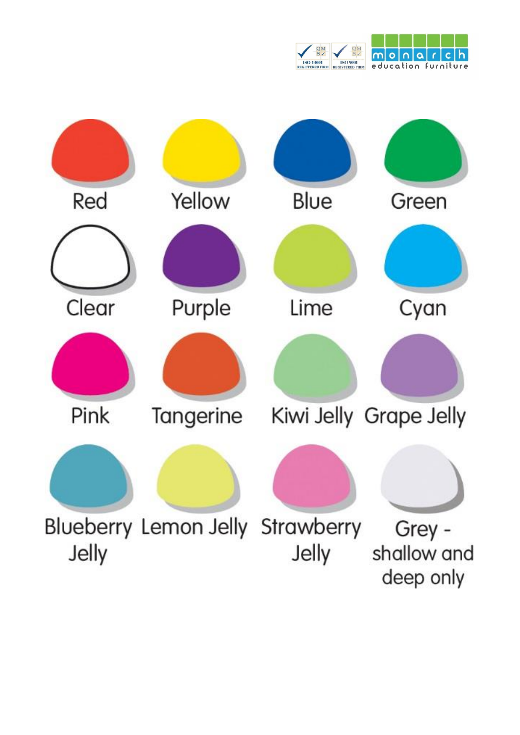| | | | |
|---|---|---|---|
| Red | Yellow | Blue | Green |
| Clear | Purple | Lime | Cyan |
| Pink | Tangerine | Kiwi Jelly | Grape Jelly |
| Blueberry Jelly | Lemon Jelly | Strawberry Jelly | Grey - shallow and deep only |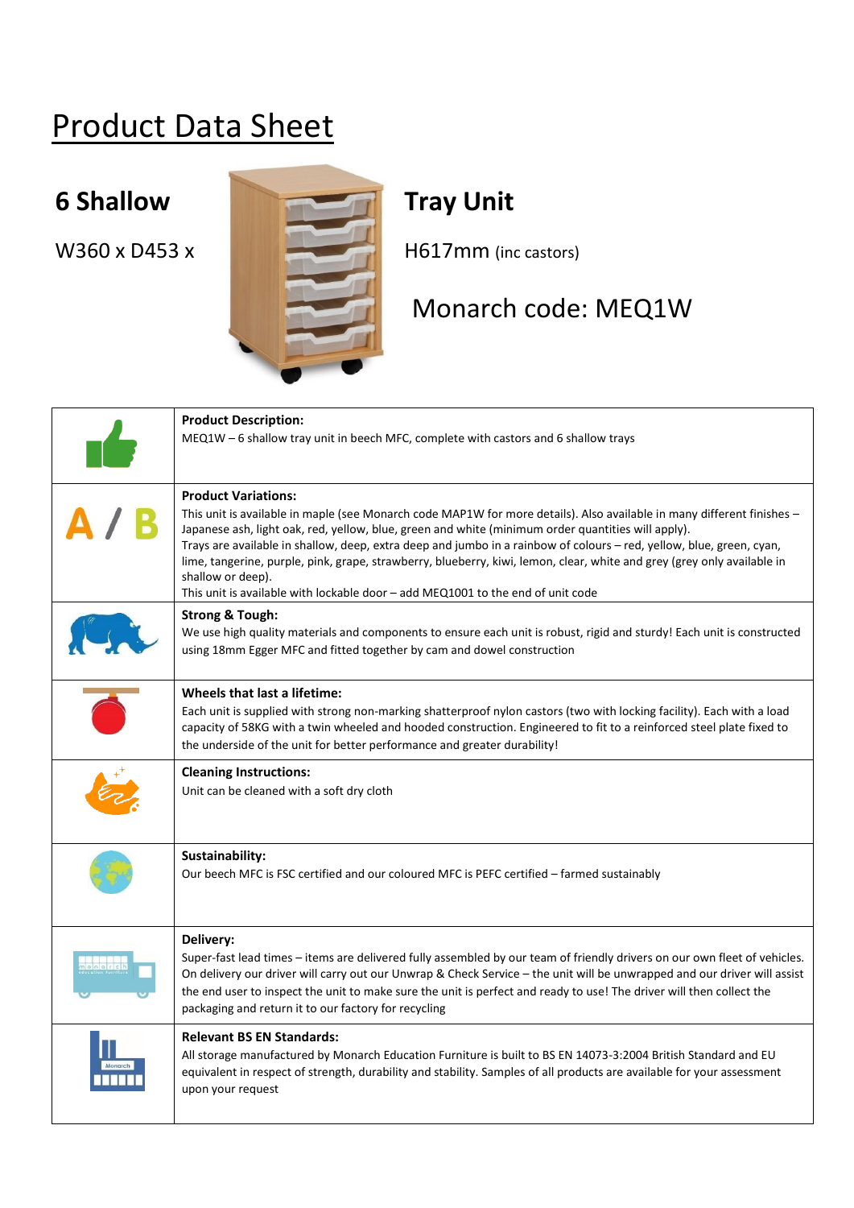# Product Data Sheet

## 6 Shallow Tray Unit

W360 x D453 x H617mm (inc castors)

Monarch code: MEQ1W

| | |
|---|---|
| | **Product Description:**<br>MEQ1W – 6 shallow tray unit in beech MFC, complete with castors and 6 shallow trays |
| A / B | **Product Variations:**<br>This unit is available in maple (see Monarch code MAP1W for more details). Also available in many different finishes – Japanese ash, light oak, red, yellow, blue, green and white (minimum order quantities will apply).<br>Trays are available in shallow, deep, extra deep and jumbo in a rainbow of colours – red, yellow, blue, green, cyan, lime, tangerine, purple, pink, grape, strawberry, blueberry, kiwi, lemon, clear, white and grey (grey only available in shallow or deep).<br>This unit is available with lockable door – add MEQ1001 to the end of unit code |
| | **Strong & Tough:**<br>We use high quality materials and components to ensure each unit is robust, rigid and sturdy! Each unit is constructed using 18mm Egger MFC and fitted together by cam and dowel construction |
| | **Wheels that last a lifetime:**<br>Each unit is supplied with strong non-marking shatterproof nylon castors (two with locking facility). Each with a load capacity of 58KG with a twin wheeled and hooded construction. Engineered to fit to a reinforced steel plate fixed to the underside of the unit for better performance and greater durability! |
| | **Cleaning Instructions:**<br>Unit can be cleaned with a soft dry cloth |
| | **Sustainability:**<br>Our beech MFC is FSC certified and our coloured MFC is PEFC certified – farmed sustainably |
| | **Delivery:**<br>Super-fast lead times – items are delivered fully assembled by our team of friendly drivers on our own fleet of vehicles. On delivery our driver will carry out our Unwrap & Check Service – the unit will be unwrapped and our driver will assist the end user to inspect the unit to make sure the unit is perfect and ready to use! The driver will then collect the packaging and return it to our factory for recycling |
| | **Relevant BS EN Standards:**<br>All storage manufactured by Monarch Education Furniture is built to BS EN 14073-3:2004 British Standard and EU equivalent in respect of strength, durability and stability. Samples of all products are available for your assessment upon your request |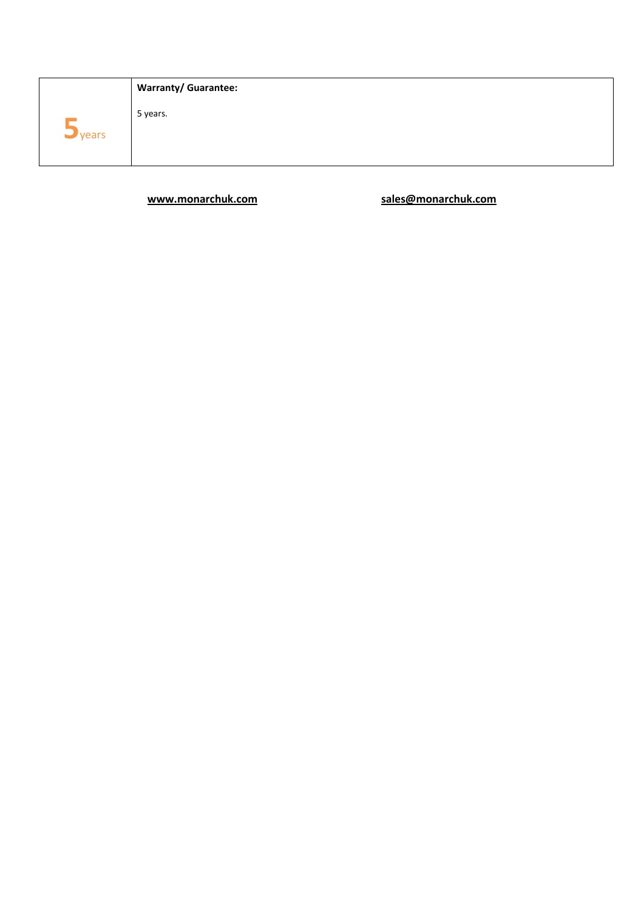| | |
|---|---|
| **5** years | **Warranty/ Guarantee:**<br><br>5 years. |

**www.monarchuk.com** **sales@monarchuk.com**